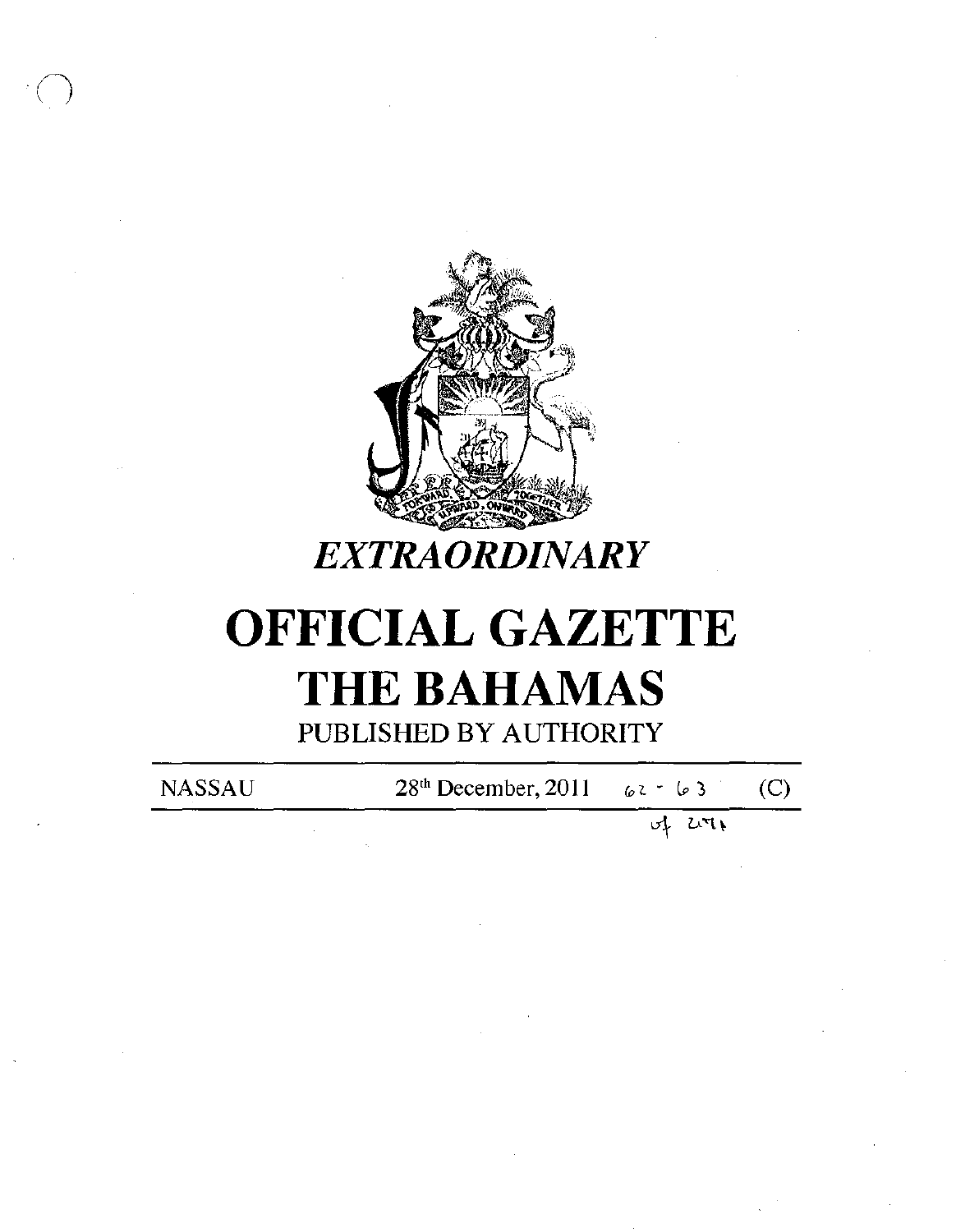# *EXTRAORDINARY*

# OFFICIAL GAZETTE
# THE BAHAMAS

PUBLISHED BY AUTHORITY

NASSAU 28th December, 2011 62 - 63 (C)

of 2011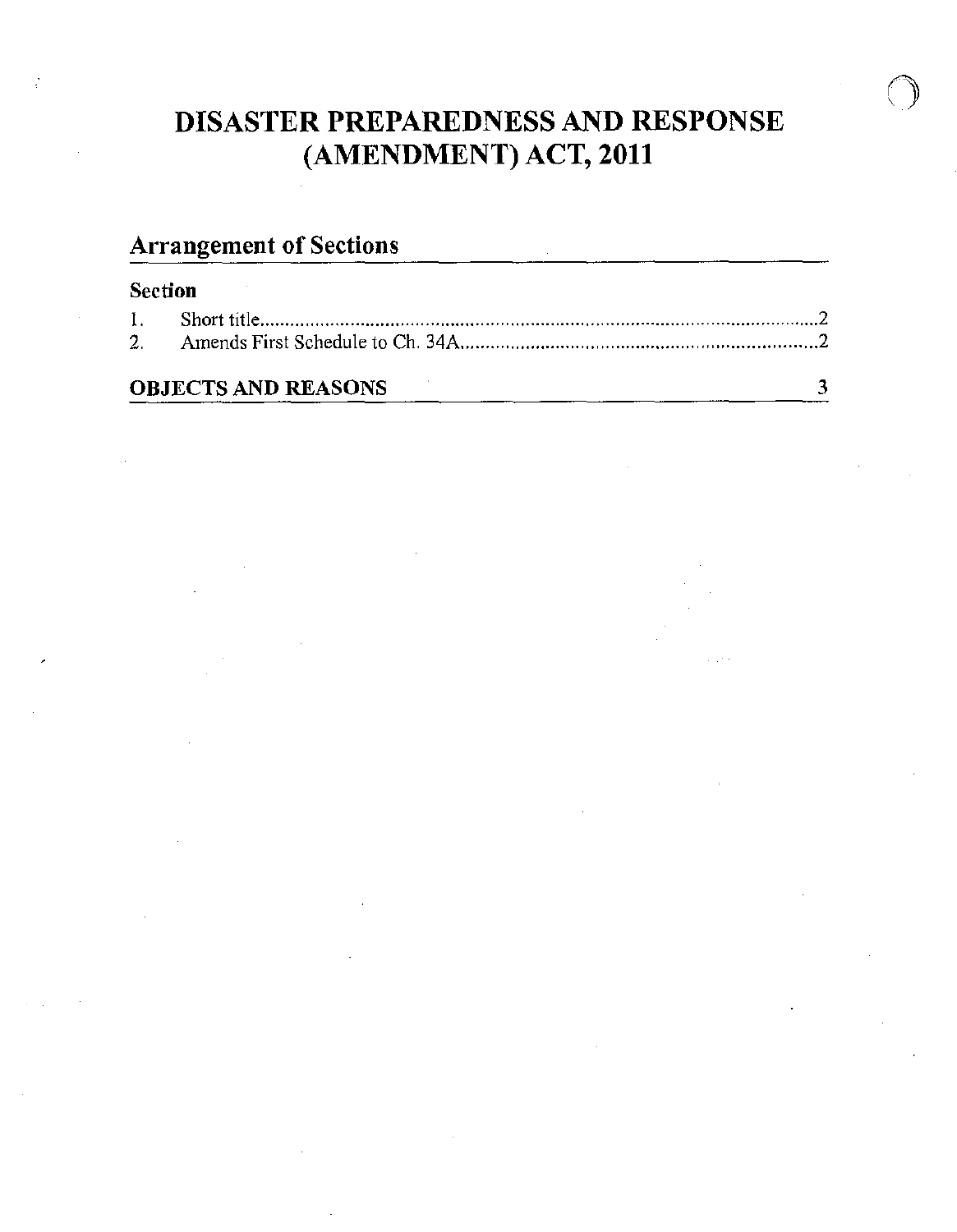# DISASTER PREPAREDNESS AND RESPONSE (AMENDMENT) ACT, 2011

## Arrangement of Sections

**Section**

1. Short title....................................................................................................................2
2. Amends First Schedule to Ch. 34A.......................................................................2

**OBJECTS AND REASONS** 3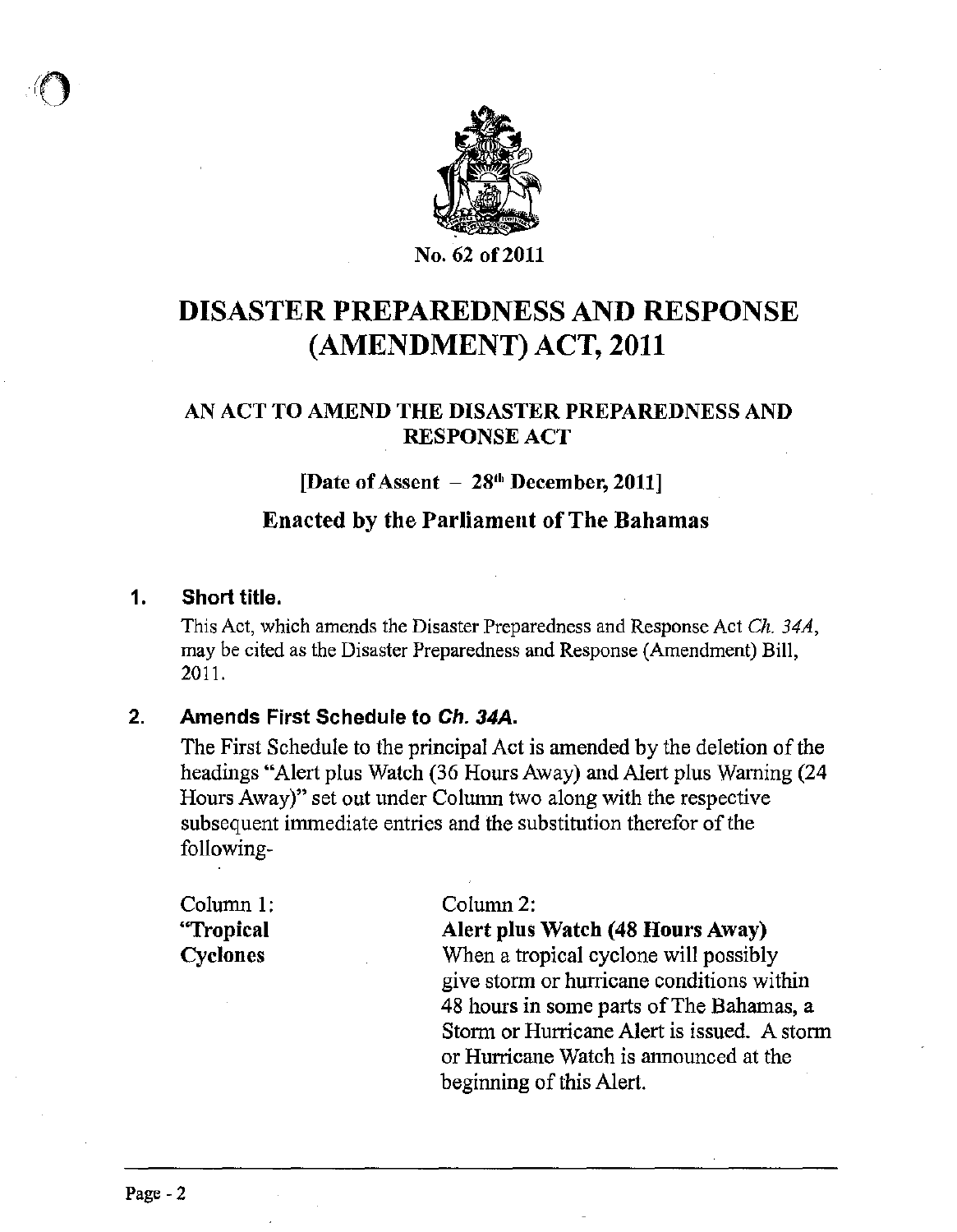No. 62 of 2011

# DISASTER PREPAREDNESS AND RESPONSE (AMENDMENT) ACT, 2011

## AN ACT TO AMEND THE DISASTER PREPAREDNESS AND RESPONSE ACT

[Date of Assent – 28th December, 2011]

### Enacted by the Parliament of The Bahamas

**1. Short title.**

This Act, which amends the Disaster Preparedness and Response Act *Ch. 34A*, may be cited as the Disaster Preparedness and Response (Amendment) Bill, 2011.

**2. Amends First Schedule to *Ch. 34A*.**

The First Schedule to the principal Act is amended by the deletion of the headings "Alert plus Watch (36 Hours Away) and Alert plus Warning (24 Hours Away)" set out under Column two along with the respective subsequent immediate entries and the substitution therefor of the following-

| Column 1: | Column 2: |
|---|---|
| **"Tropical Cyclones** | **Alert plus Watch (48 Hours Away)**<br>When a tropical cyclone will possibly give storm or hurricane conditions within 48 hours in some parts of The Bahamas, a Storm or Hurricane Alert is issued. A storm or Hurricane Watch is announced at the beginning of this Alert. |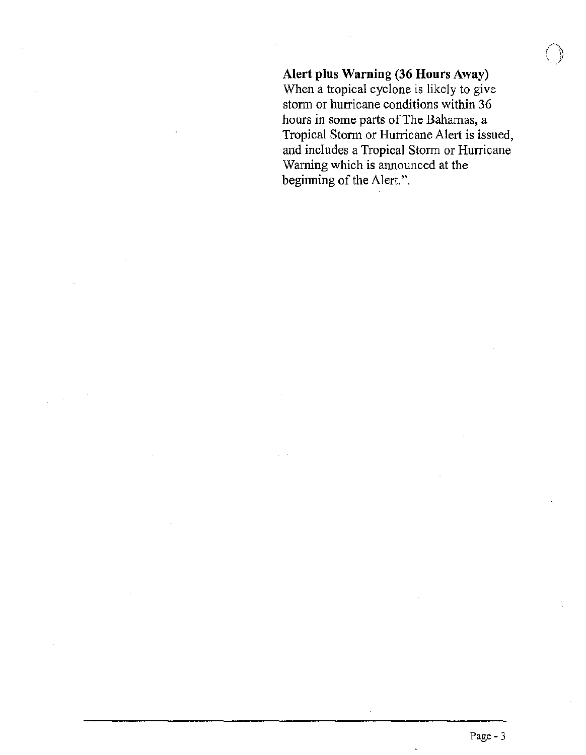**Alert plus Warning (36 Hours Away)**

When a tropical cyclone is likely to give storm or hurricane conditions within 36 hours in some parts of The Bahamas, a Tropical Storm or Hurricane Alert is issued, and includes a Tropical Storm or Hurricane Warning which is announced at the beginning of the Alert.".